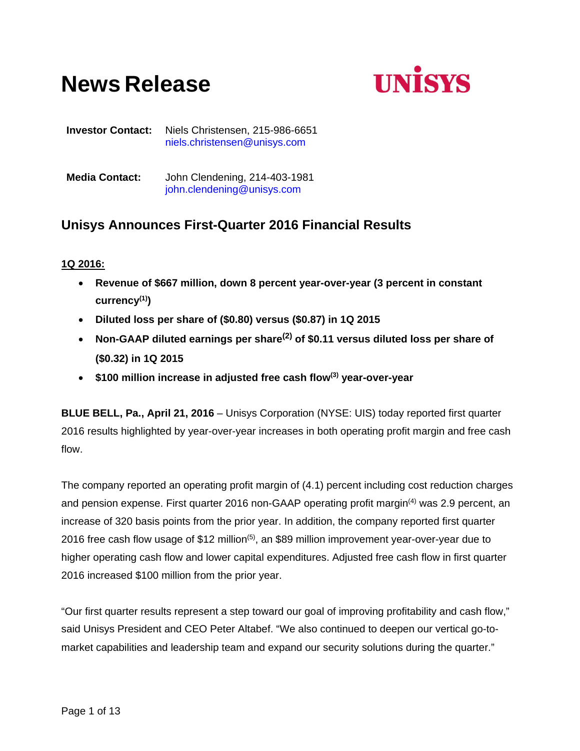# News Release

UNISYS

**Investor Contact:** Niels Christensen, 215-986-6651
niels.christensen@unisys.com

**Media Contact:** John Clendening, 214-403-1981
john.clendening@unisys.com

## Unisys Announces First-Quarter 2016 Financial Results

**1Q 2016:**

- **Revenue of $667 million, down 8 percent year-over-year (3 percent in constant currency[1])**
- **Diluted loss per share of ($0.80) versus ($0.87) in 1Q 2015**
- **Non-GAAP diluted earnings per share[2] of $0.11 versus diluted loss per share of ($0.32) in 1Q 2015**
- **$100 million increase in adjusted free cash flow[3] year-over-year**

**BLUE BELL, Pa., April 21, 2016** – Unisys Corporation (NYSE: UIS) today reported first quarter 2016 results highlighted by year-over-year increases in both operating profit margin and free cash flow.

The company reported an operating profit margin of (4.1) percent including cost reduction charges and pension expense. First quarter 2016 non-GAAP operating profit margin[4] was 2.9 percent, an increase of 320 basis points from the prior year. In addition, the company reported first quarter 2016 free cash flow usage of $12 million[5], an $89 million improvement year-over-year due to higher operating cash flow and lower capital expenditures. Adjusted free cash flow in first quarter 2016 increased $100 million from the prior year.

"Our first quarter results represent a step toward our goal of improving profitability and cash flow," said Unisys President and CEO Peter Altabef. "We also continued to deepen our vertical go-to-market capabilities and leadership team and expand our security solutions during the quarter."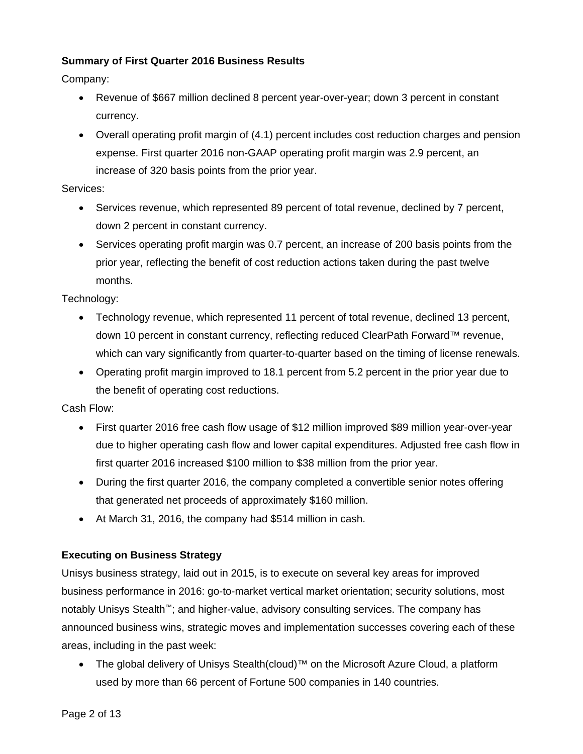**Summary of First Quarter 2016 Business Results**

Company:

- Revenue of $667 million declined 8 percent year-over-year; down 3 percent in constant currency.
- Overall operating profit margin of (4.1) percent includes cost reduction charges and pension expense. First quarter 2016 non-GAAP operating profit margin was 2.9 percent, an increase of 320 basis points from the prior year.

Services:

- Services revenue, which represented 89 percent of total revenue, declined by 7 percent, down 2 percent in constant currency.
- Services operating profit margin was 0.7 percent, an increase of 200 basis points from the prior year, reflecting the benefit of cost reduction actions taken during the past twelve months.

Technology:

- Technology revenue, which represented 11 percent of total revenue, declined 13 percent, down 10 percent in constant currency, reflecting reduced ClearPath Forward™ revenue, which can vary significantly from quarter-to-quarter based on the timing of license renewals.
- Operating profit margin improved to 18.1 percent from 5.2 percent in the prior year due to the benefit of operating cost reductions.

Cash Flow:

- First quarter 2016 free cash flow usage of $12 million improved $89 million year-over-year due to higher operating cash flow and lower capital expenditures. Adjusted free cash flow in first quarter 2016 increased $100 million to $38 million from the prior year.
- During the first quarter 2016, the company completed a convertible senior notes offering that generated net proceeds of approximately $160 million.
- At March 31, 2016, the company had $514 million in cash.

**Executing on Business Strategy**

Unisys business strategy, laid out in 2015, is to execute on several key areas for improved business performance in 2016: go-to-market vertical market orientation; security solutions, most notably Unisys Stealth™; and higher-value, advisory consulting services. The company has announced business wins, strategic moves and implementation successes covering each of these areas, including in the past week:

- The global delivery of Unisys Stealth(cloud)™ on the Microsoft Azure Cloud, a platform used by more than 66 percent of Fortune 500 companies in 140 countries.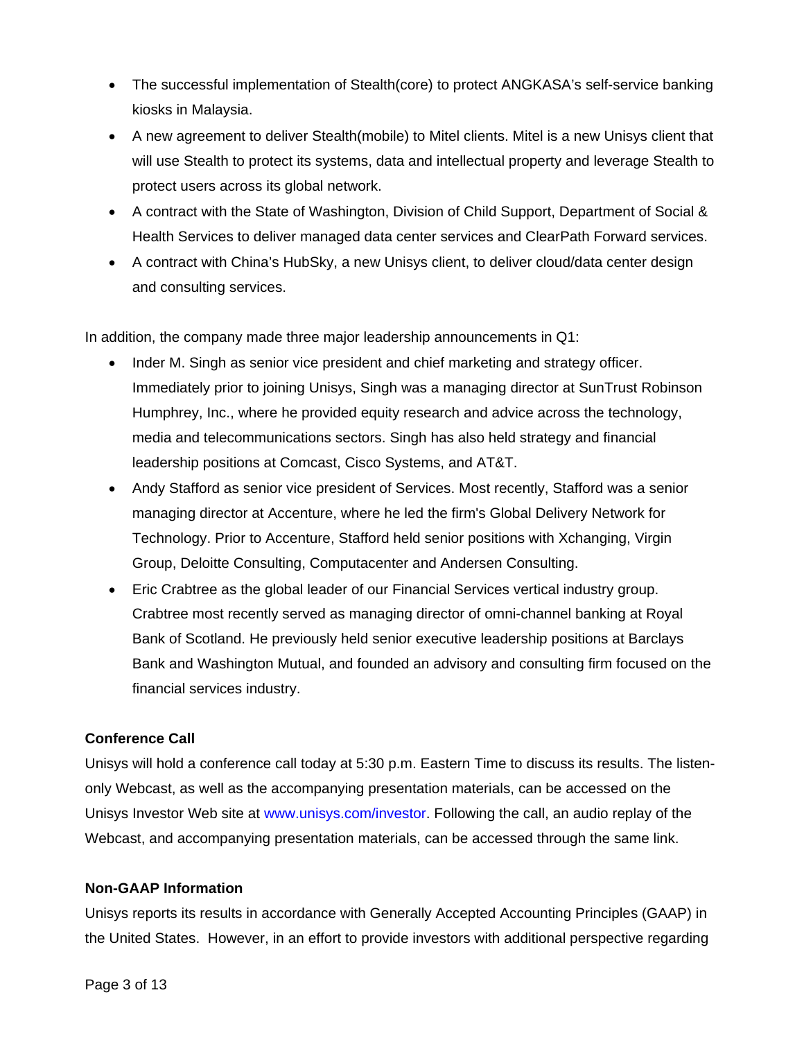- The successful implementation of Stealth(core) to protect ANGKASA's self-service banking kiosks in Malaysia.
- A new agreement to deliver Stealth(mobile) to Mitel clients. Mitel is a new Unisys client that will use Stealth to protect its systems, data and intellectual property and leverage Stealth to protect users across its global network.
- A contract with the State of Washington, Division of Child Support, Department of Social & Health Services to deliver managed data center services and ClearPath Forward services.
- A contract with China's HubSky, a new Unisys client, to deliver cloud/data center design and consulting services.

In addition, the company made three major leadership announcements in Q1:

- Inder M. Singh as senior vice president and chief marketing and strategy officer. Immediately prior to joining Unisys, Singh was a managing director at SunTrust Robinson Humphrey, Inc., where he provided equity research and advice across the technology, media and telecommunications sectors. Singh has also held strategy and financial leadership positions at Comcast, Cisco Systems, and AT&T.
- Andy Stafford as senior vice president of Services. Most recently, Stafford was a senior managing director at Accenture, where he led the firm's Global Delivery Network for Technology. Prior to Accenture, Stafford held senior positions with Xchanging, Virgin Group, Deloitte Consulting, Computacenter and Andersen Consulting.
- Eric Crabtree as the global leader of our Financial Services vertical industry group. Crabtree most recently served as managing director of omni-channel banking at Royal Bank of Scotland. He previously held senior executive leadership positions at Barclays Bank and Washington Mutual, and founded an advisory and consulting firm focused on the financial services industry.

**Conference Call**

Unisys will hold a conference call today at 5:30 p.m. Eastern Time to discuss its results. The listen-only Webcast, as well as the accompanying presentation materials, can be accessed on the Unisys Investor Web site at www.unisys.com/investor. Following the call, an audio replay of the Webcast, and accompanying presentation materials, can be accessed through the same link.

**Non-GAAP Information**

Unisys reports its results in accordance with Generally Accepted Accounting Principles (GAAP) in the United States. However, in an effort to provide investors with additional perspective regarding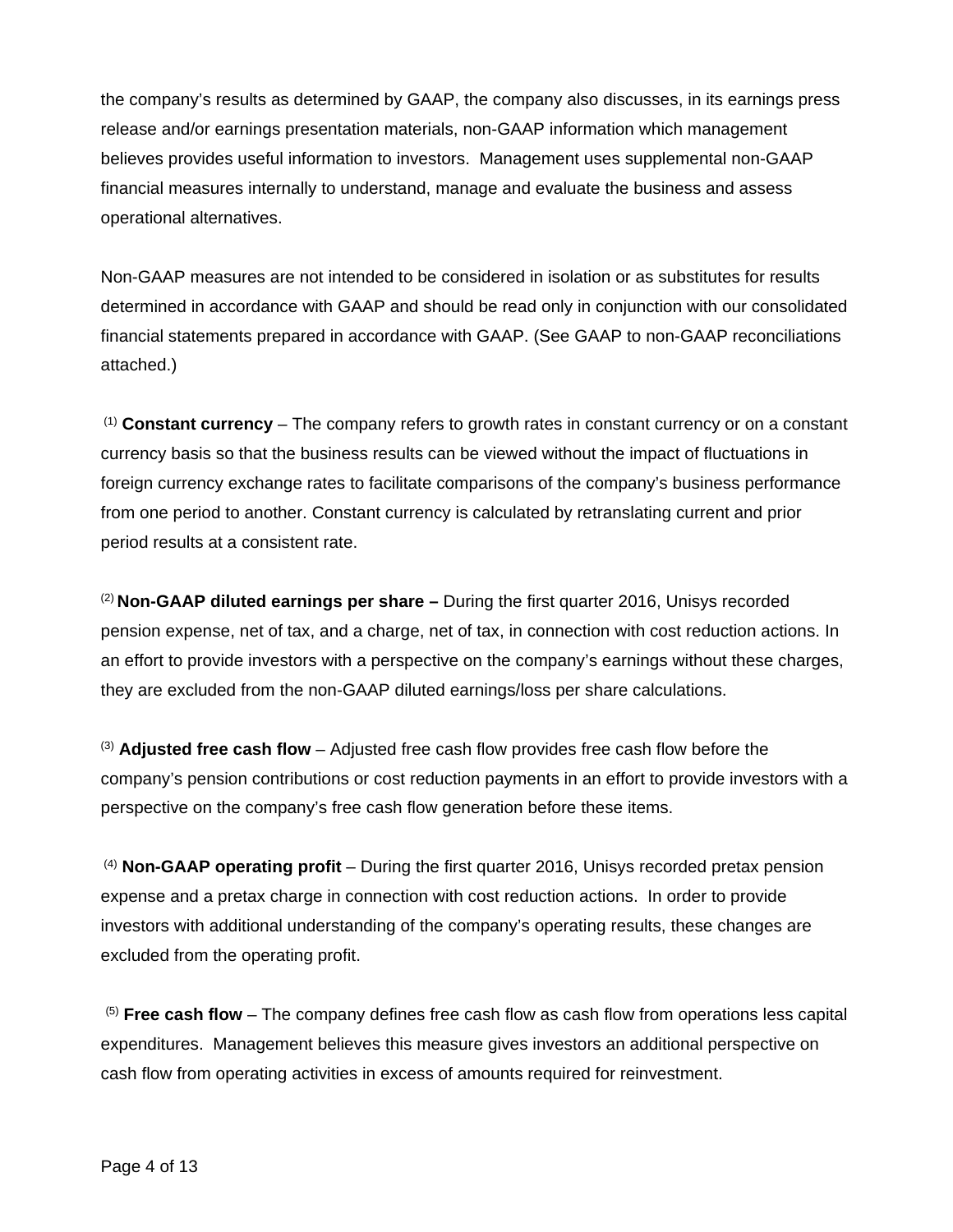the company's results as determined by GAAP, the company also discusses, in its earnings press release and/or earnings presentation materials, non-GAAP information which management believes provides useful information to investors. Management uses supplemental non-GAAP financial measures internally to understand, manage and evaluate the business and assess operational alternatives.

Non-GAAP measures are not intended to be considered in isolation or as substitutes for results determined in accordance with GAAP and should be read only in conjunction with our consolidated financial statements prepared in accordance with GAAP. (See GAAP to non-GAAP reconciliations attached.)

(1) **Constant currency** – The company refers to growth rates in constant currency or on a constant currency basis so that the business results can be viewed without the impact of fluctuations in foreign currency exchange rates to facilitate comparisons of the company's business performance from one period to another. Constant currency is calculated by retranslating current and prior period results at a consistent rate.

(2) **Non-GAAP diluted earnings per share –** During the first quarter 2016, Unisys recorded pension expense, net of tax, and a charge, net of tax, in connection with cost reduction actions. In an effort to provide investors with a perspective on the company's earnings without these charges, they are excluded from the non-GAAP diluted earnings/loss per share calculations.

(3) **Adjusted free cash flow** – Adjusted free cash flow provides free cash flow before the company's pension contributions or cost reduction payments in an effort to provide investors with a perspective on the company's free cash flow generation before these items.

(4) **Non-GAAP operating profit** – During the first quarter 2016, Unisys recorded pretax pension expense and a pretax charge in connection with cost reduction actions. In order to provide investors with additional understanding of the company's operating results, these changes are excluded from the operating profit.

(5) **Free cash flow** – The company defines free cash flow as cash flow from operations less capital expenditures. Management believes this measure gives investors an additional perspective on cash flow from operating activities in excess of amounts required for reinvestment.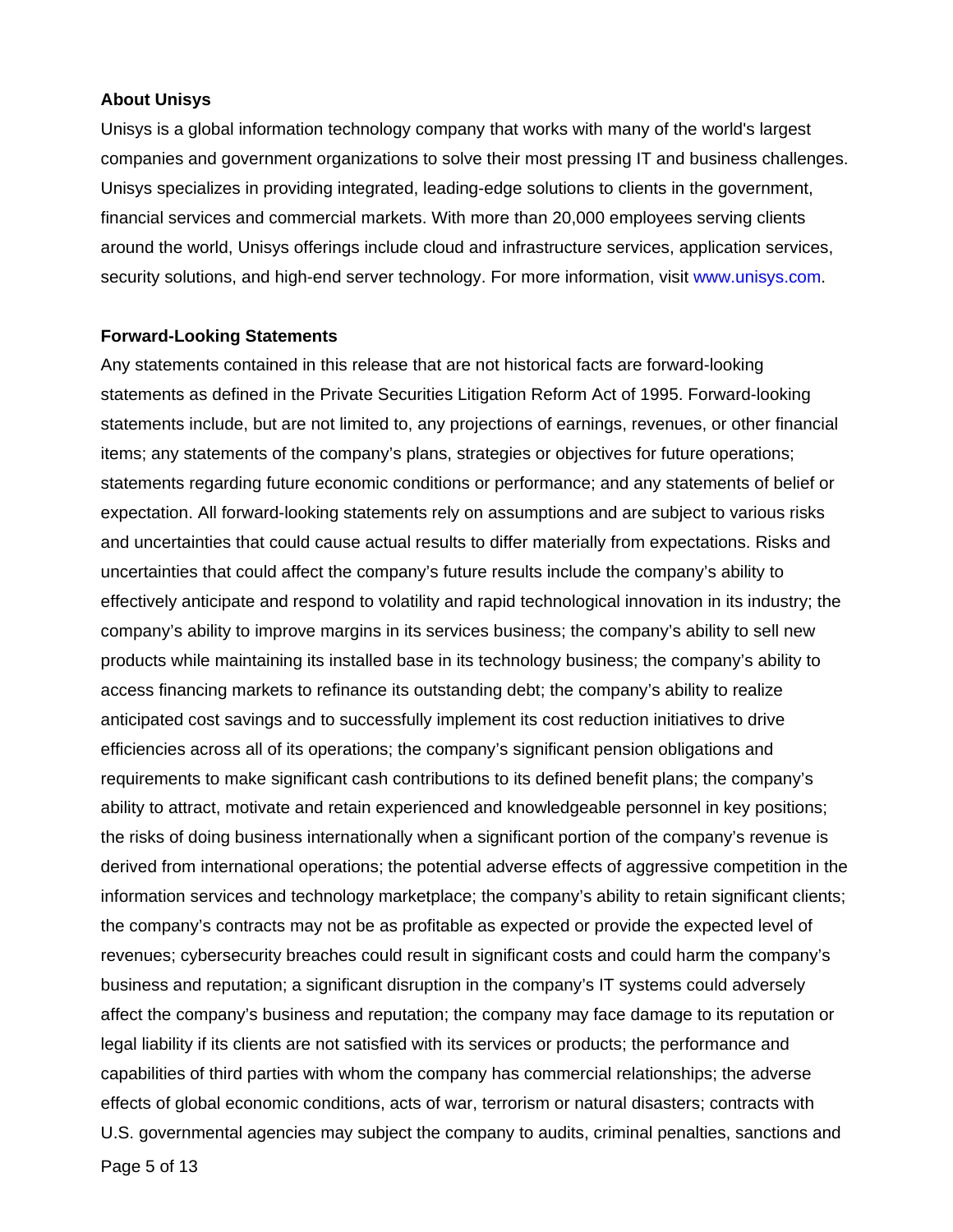**About Unisys**

Unisys is a global information technology company that works with many of the world's largest companies and government organizations to solve their most pressing IT and business challenges. Unisys specializes in providing integrated, leading-edge solutions to clients in the government, financial services and commercial markets. With more than 20,000 employees serving clients around the world, Unisys offerings include cloud and infrastructure services, application services, security solutions, and high-end server technology. For more information, visit www.unisys.com.

**Forward-Looking Statements**

Any statements contained in this release that are not historical facts are forward-looking statements as defined in the Private Securities Litigation Reform Act of 1995. Forward-looking statements include, but are not limited to, any projections of earnings, revenues, or other financial items; any statements of the company's plans, strategies or objectives for future operations; statements regarding future economic conditions or performance; and any statements of belief or expectation. All forward-looking statements rely on assumptions and are subject to various risks and uncertainties that could cause actual results to differ materially from expectations. Risks and uncertainties that could affect the company's future results include the company's ability to effectively anticipate and respond to volatility and rapid technological innovation in its industry; the company's ability to improve margins in its services business; the company's ability to sell new products while maintaining its installed base in its technology business; the company's ability to access financing markets to refinance its outstanding debt; the company's ability to realize anticipated cost savings and to successfully implement its cost reduction initiatives to drive efficiencies across all of its operations; the company's significant pension obligations and requirements to make significant cash contributions to its defined benefit plans; the company's ability to attract, motivate and retain experienced and knowledgeable personnel in key positions; the risks of doing business internationally when a significant portion of the company's revenue is derived from international operations; the potential adverse effects of aggressive competition in the information services and technology marketplace; the company's ability to retain significant clients; the company's contracts may not be as profitable as expected or provide the expected level of revenues; cybersecurity breaches could result in significant costs and could harm the company's business and reputation; a significant disruption in the company's IT systems could adversely affect the company's business and reputation; the company may face damage to its reputation or legal liability if its clients are not satisfied with its services or products; the performance and capabilities of third parties with whom the company has commercial relationships; the adverse effects of global economic conditions, acts of war, terrorism or natural disasters; contracts with U.S. governmental agencies may subject the company to audits, criminal penalties, sanctions and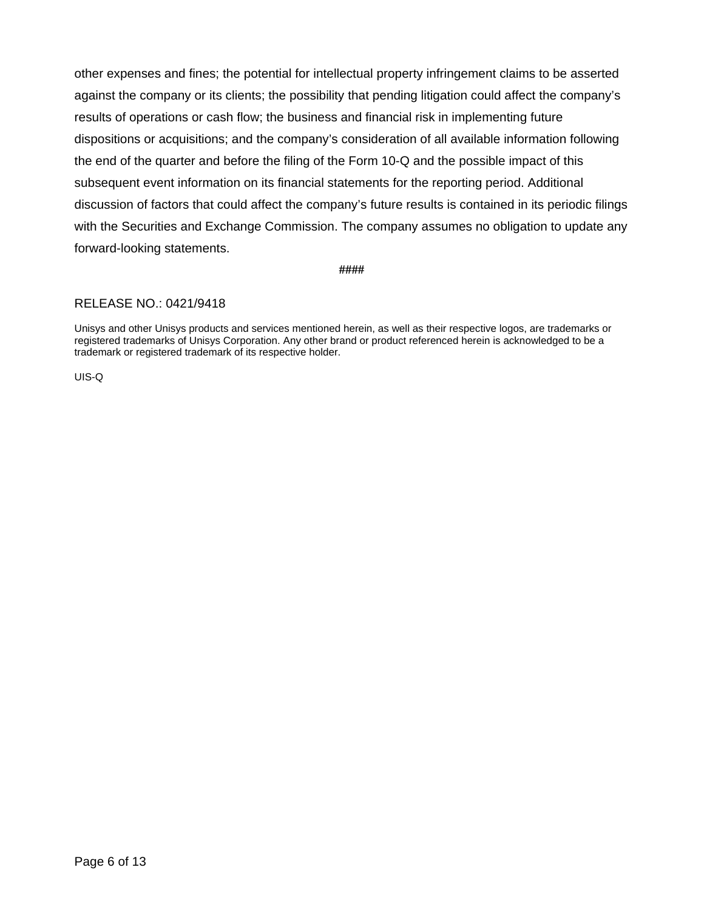other expenses and fines; the potential for intellectual property infringement claims to be asserted against the company or its clients; the possibility that pending litigation could affect the company's results of operations or cash flow; the business and financial risk in implementing future dispositions or acquisitions; and the company's consideration of all available information following the end of the quarter and before the filing of the Form 10-Q and the possible impact of this subsequent event information on its financial statements for the reporting period. Additional discussion of factors that could affect the company's future results is contained in its periodic filings with the Securities and Exchange Commission. The company assumes no obligation to update any forward-looking statements.

####

RELEASE NO.: 0421/9418

Unisys and other Unisys products and services mentioned herein, as well as their respective logos, are trademarks or registered trademarks of Unisys Corporation. Any other brand or product referenced herein is acknowledged to be a trademark or registered trademark of its respective holder.

UIS-Q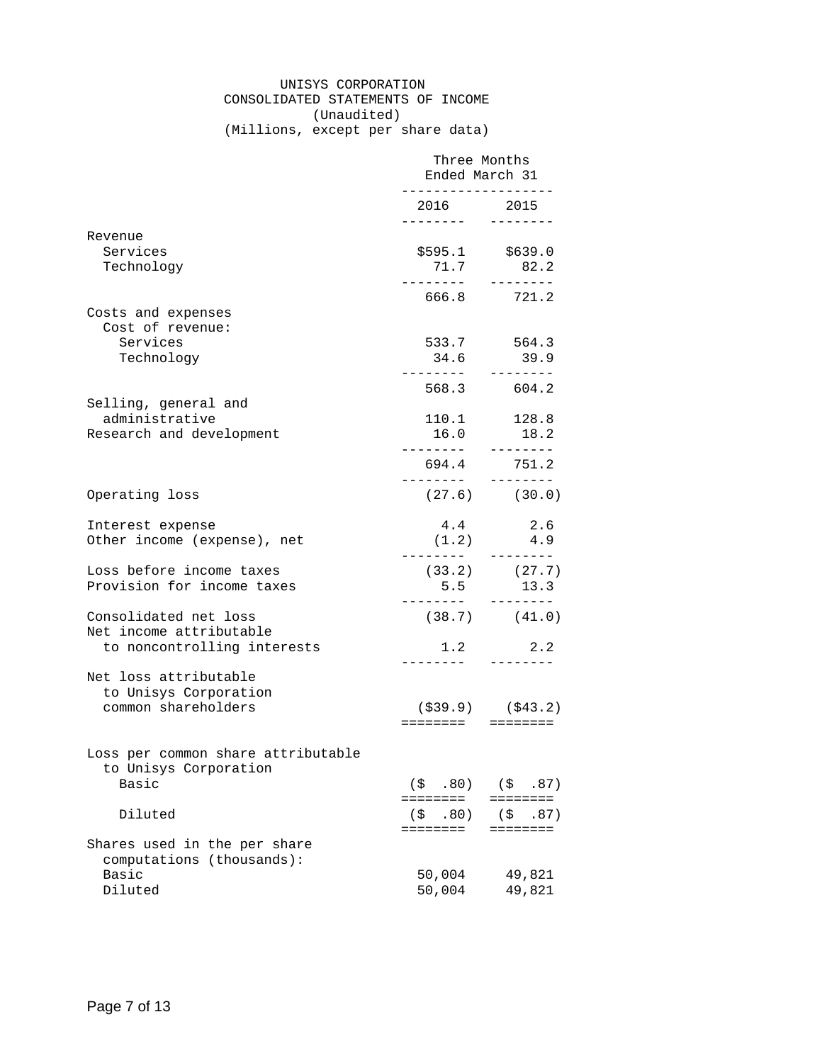# UNISYS CORPORATION
## CONSOLIDATED STATEMENTS OF INCOME
(Unaudited)
(Millions, except per share data)

| | Three Months Ended March 31 | |
|---|---|---|
| | 2016 | 2015 |
| **Revenue** | | |
| Services | $595.1 | $639.0 |
| Technology | 71.7 | 82.2 |
| | 666.8 | 721.2 |
| **Costs and expenses** | | |
| Cost of revenue: | | |
| Services | 533.7 | 564.3 |
| Technology | 34.6 | 39.9 |
| | 568.3 | 604.2 |
| Selling, general and administrative | 110.1 | 128.8 |
| Research and development | 16.0 | 18.2 |
| | 694.4 | 751.2 |
| Operating loss | (27.6) | (30.0) |
| Interest expense | 4.4 | 2.6 |
| Other income (expense), net | (1.2) | 4.9 |
| Loss before income taxes | (33.2) | (27.7) |
| Provision for income taxes | 5.5 | 13.3 |
| Consolidated net loss | (38.7) | (41.0) |
| Net income attributable to noncontrolling interests | 1.2 | 2.2 |
| Net loss attributable to Unisys Corporation common shareholders | ($39.9) | ($43.2) |
| Loss per common share attributable to Unisys Corporation | | |
| Basic | ($ .80) | ($ .87) |
| Diluted | ($ .80) | ($ .87) |
| Shares used in the per share computations (thousands): | | |
| Basic | 50,004 | 49,821 |
| Diluted | 50,004 | 49,821 |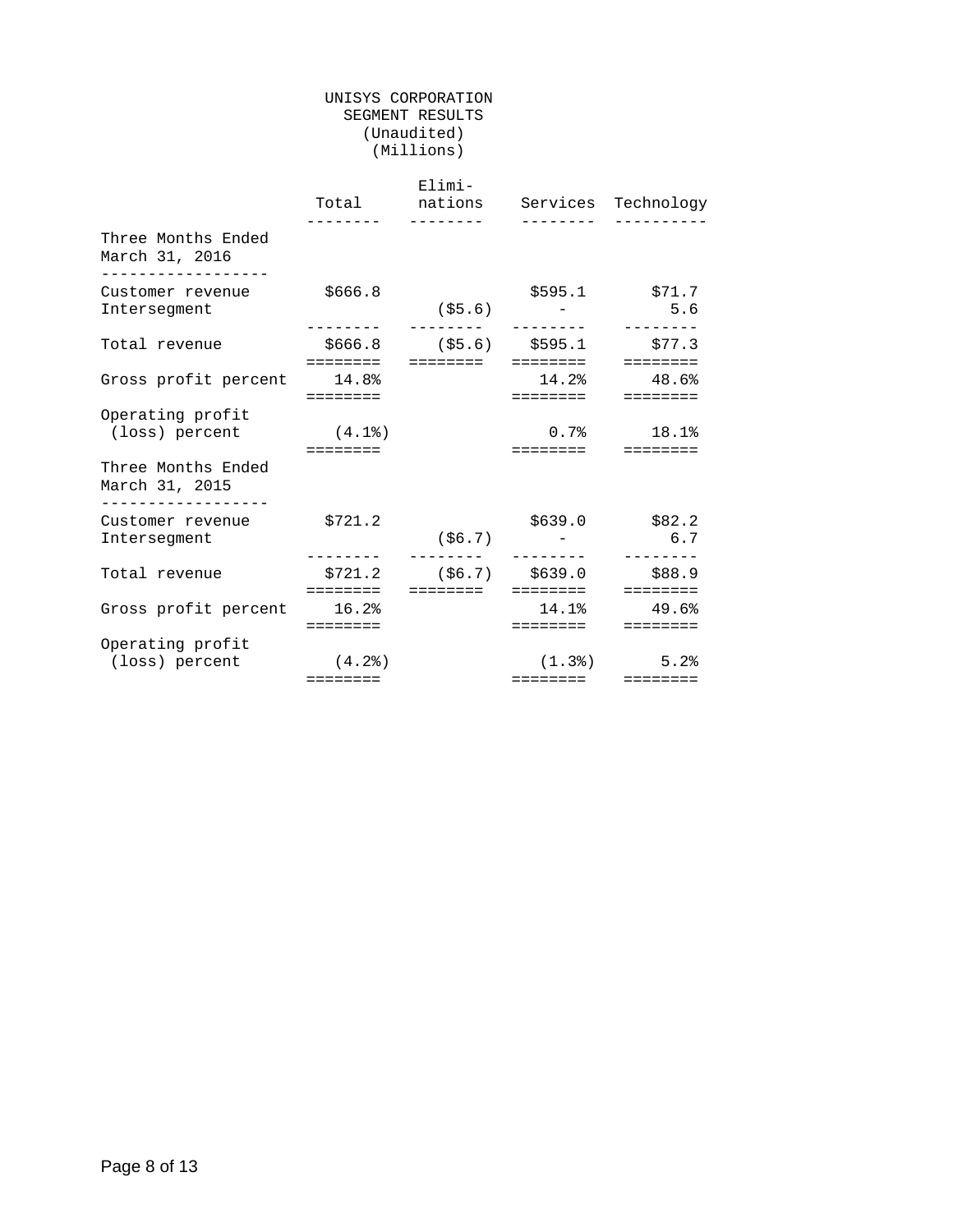# UNISYS CORPORATION
## SEGMENT RESULTS
(Unaudited)
(Millions)

| | Total | Elimi-nations | Services | Technology |
|---|---|---|---|---|
| **Three Months Ended March 31, 2016** | | | | |
| Customer revenue | $666.8 | | $595.1 | $71.7 |
| Intersegment | | ($5.6) | - | 5.6 |
| Total revenue | $666.8 | ($5.6) | $595.1 | $77.3 |
| Gross profit percent | 14.8% | | 14.2% | 48.6% |
| Operating profit (loss) percent | (4.1%) | | 0.7% | 18.1% |
| **Three Months Ended March 31, 2015** | | | | |
| Customer revenue | $721.2 | | $639.0 | $82.2 |
| Intersegment | | ($6.7) | - | 6.7 |
| Total revenue | $721.2 | ($6.7) | $639.0 | $88.9 |
| Gross profit percent | 16.2% | | 14.1% | 49.6% |
| Operating profit (loss) percent | (4.2%) | | (1.3%) | 5.2% |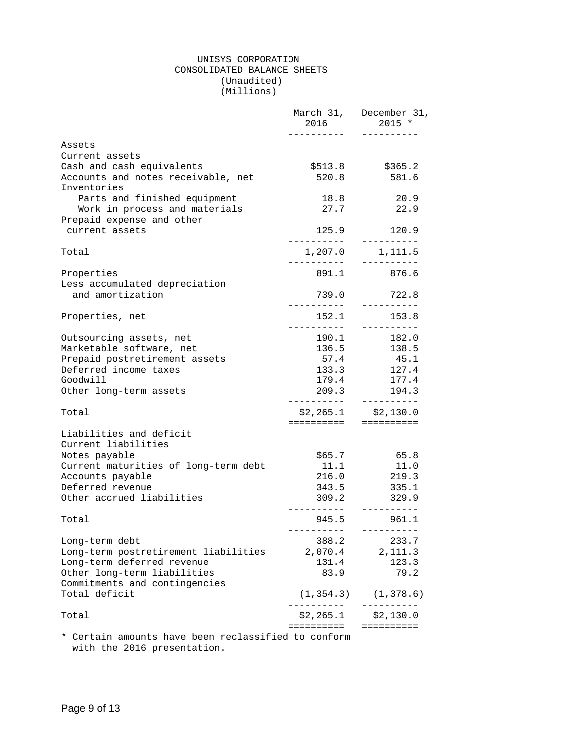# UNISYS CORPORATION
## CONSOLIDATED BALANCE SHEETS
### (Unaudited)
### (Millions)

| | March 31, 2016 | December 31, 2015 * |
|---|---|---|
| **Assets** | | |
| Current assets | | |
| Cash and cash equivalents | $513.8 | $365.2 |
| Accounts and notes receivable, net | 520.8 | 581.6 |
| Inventories | | |
| Parts and finished equipment | 18.8 | 20.9 |
| Work in process and materials | 27.7 | 22.9 |
| Prepaid expense and other current assets | 125.9 | 120.9 |
| Total | 1,207.0 | 1,111.5 |
| Properties | 891.1 | 876.6 |
| Less accumulated depreciation and amortization | 739.0 | 722.8 |
| Properties, net | 152.1 | 153.8 |
| Outsourcing assets, net | 190.1 | 182.0 |
| Marketable software, net | 136.5 | 138.5 |
| Prepaid postretirement assets | 57.4 | 45.1 |
| Deferred income taxes | 133.3 | 127.4 |
| Goodwill | 179.4 | 177.4 |
| Other long-term assets | 209.3 | 194.3 |
| Total | $2,265.1 | $2,130.0 |
| **Liabilities and deficit** | | |
| Current liabilities | | |
| Notes payable | $65.7 | 65.8 |
| Current maturities of long-term debt | 11.1 | 11.0 |
| Accounts payable | 216.0 | 219.3 |
| Deferred revenue | 343.5 | 335.1 |
| Other accrued liabilities | 309.2 | 329.9 |
| Total | 945.5 | 961.1 |
| Long-term debt | 388.2 | 233.7 |
| Long-term postretirement liabilities | 2,070.4 | 2,111.3 |
| Long-term deferred revenue | 131.4 | 123.3 |
| Other long-term liabilities | 83.9 | 79.2 |
| Commitments and contingencies | | |
| Total deficit | (1,354.3) | (1,378.6) |
| Total | $2,265.1 | $2,130.0 |

* Certain amounts have been reclassified to conform with the 2016 presentation.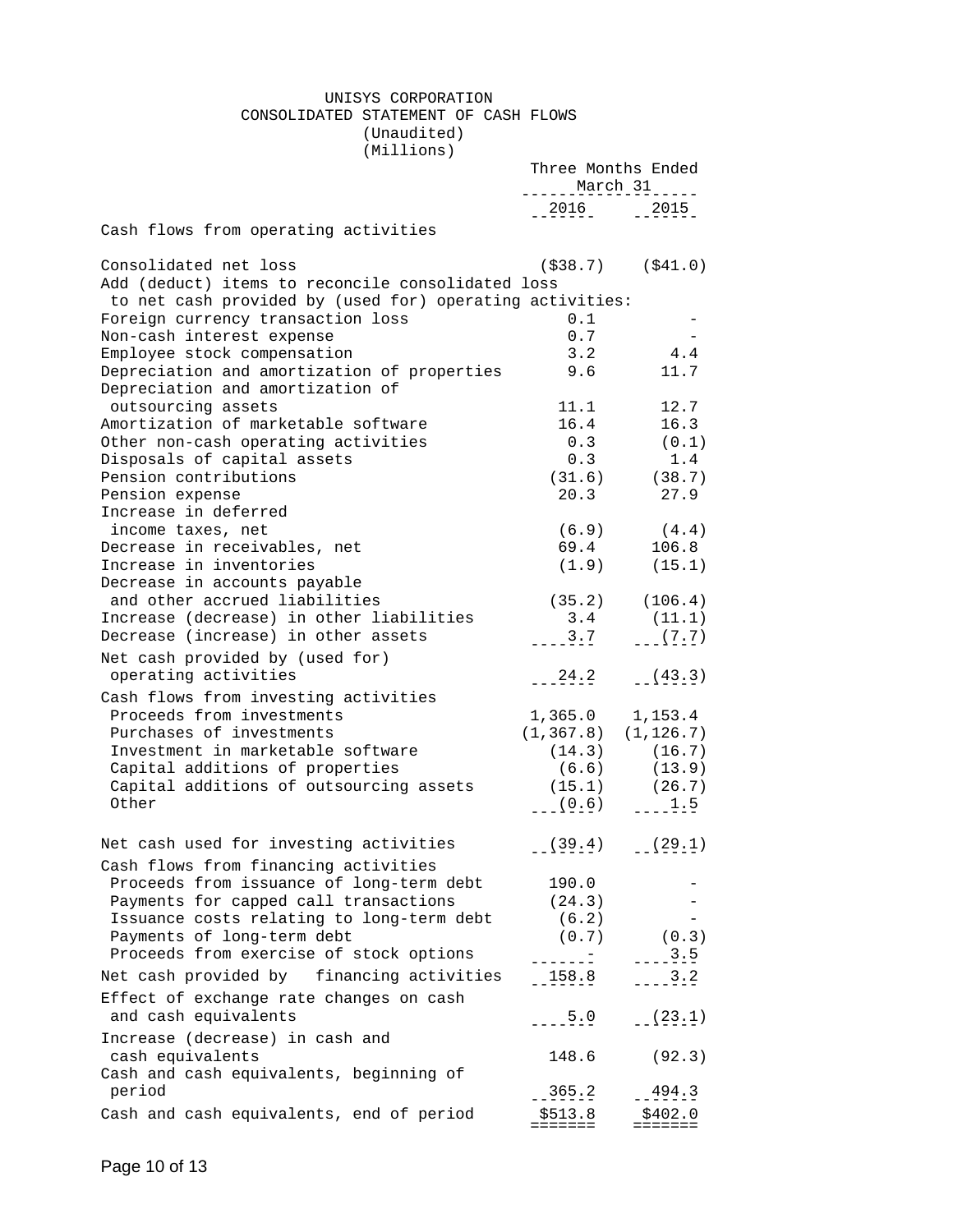# UNISYS CORPORATION
## CONSOLIDATED STATEMENT OF CASH FLOWS
(Unaudited)
(Millions)

| | Three Months Ended March 31 | |
|---|---|---|
| | 2016 | 2015 |
| **Cash flows from operating activities** | | |
| Consolidated net loss | ($38.7) | ($41.0) |
| Add (deduct) items to reconcile consolidated loss to net cash provided by (used for) operating activities: | | |
| Foreign currency transaction loss | 0.1 | - |
| Non-cash interest expense | 0.7 | - |
| Employee stock compensation | 3.2 | 4.4 |
| Depreciation and amortization of properties | 9.6 | 11.7 |
| Depreciation and amortization of outsourcing assets | 11.1 | 12.7 |
| Amortization of marketable software | 16.4 | 16.3 |
| Other non-cash operating activities | 0.3 | (0.1) |
| Disposals of capital assets | 0.3 | 1.4 |
| Pension contributions | (31.6) | (38.7) |
| Pension expense | 20.3 | 27.9 |
| Increase in deferred income taxes, net | (6.9) | (4.4) |
| Decrease in receivables, net | 69.4 | 106.8 |
| Increase in inventories | (1.9) | (15.1) |
| Decrease in accounts payable and other accrued liabilities | (35.2) | (106.4) |
| Increase (decrease) in other liabilities | 3.4 | (11.1) |
| Decrease (increase) in other assets | 3.7 | (7.7) |
| Net cash provided by (used for) operating activities | 24.2 | (43.3) |
| **Cash flows from investing activities** | | |
| Proceeds from investments | 1,365.0 | 1,153.4 |
| Purchases of investments | (1,367.8) | (1,126.7) |
| Investment in marketable software | (14.3) | (16.7) |
| Capital additions of properties | (6.6) | (13.9) |
| Capital additions of outsourcing assets | (15.1) | (26.7) |
| Other | (0.6) | 1.5 |
| Net cash used for investing activities | (39.4) | (29.1) |
| **Cash flows from financing activities** | | |
| Proceeds from issuance of long-term debt | 190.0 | - |
| Payments for capped call transactions | (24.3) | - |
| Issuance costs relating to long-term debt | (6.2) | - |
| Payments of long-term debt | (0.7) | (0.3) |
| Proceeds from exercise of stock options | - | 3.5 |
| Net cash provided by financing activities | 158.8 | 3.2 |
| Effect of exchange rate changes on cash and cash equivalents | 5.0 | (23.1) |
| Increase (decrease) in cash and cash equivalents | 148.6 | (92.3) |
| Cash and cash equivalents, beginning of period | 365.2 | 494.3 |
| Cash and cash equivalents, end of period | $513.8 | $402.0 |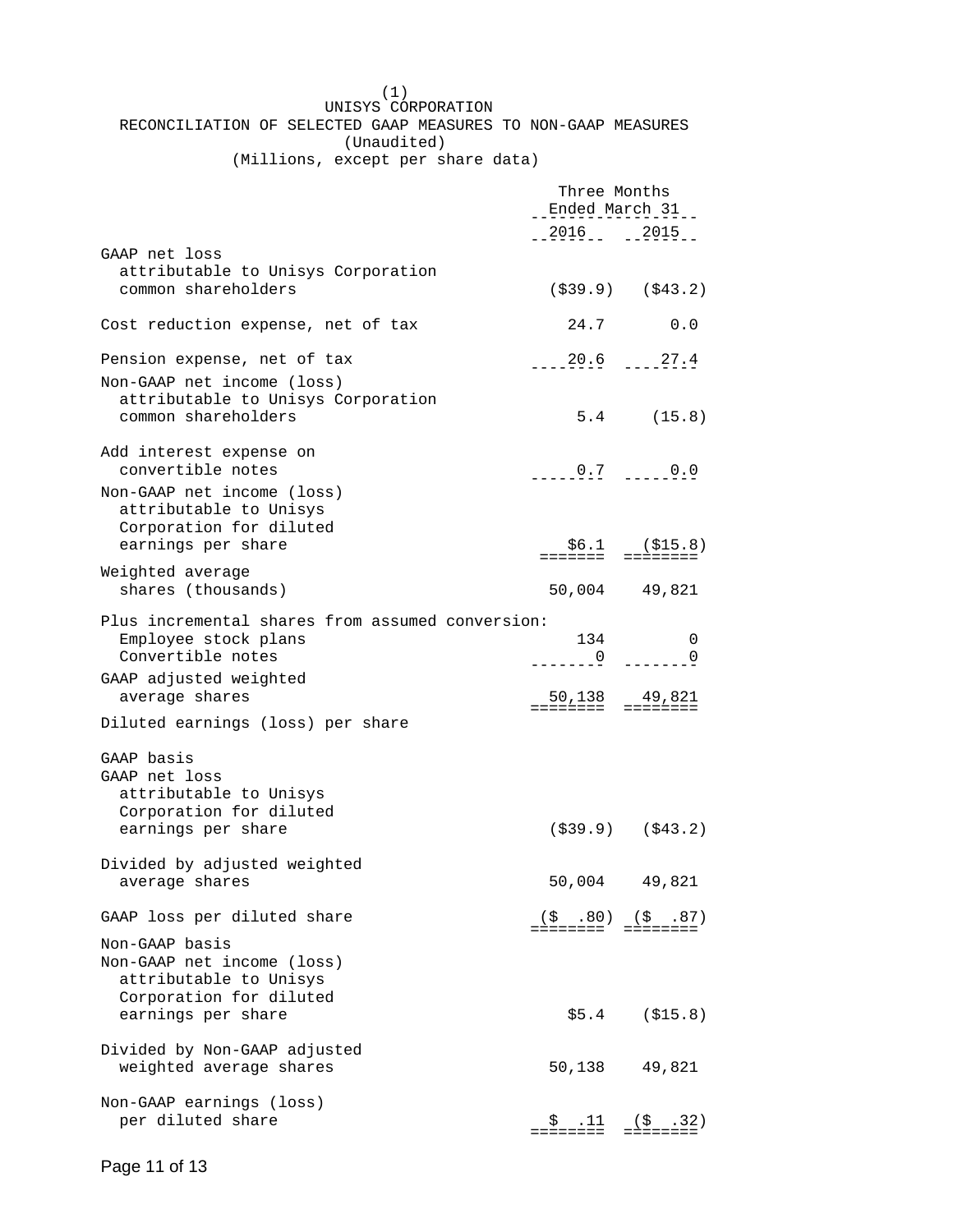(1)

UNISYS CORPORATION
RECONCILIATION OF SELECTED GAAP MEASURES TO NON-GAAP MEASURES
(Unaudited)
(Millions, except per share data)

| | Three Months Ended March 31 | |
|---|---|---|
| | 2016 | 2015 |
| GAAP net loss attributable to Unisys Corporation common shareholders | ($39.9) | ($43.2) |
| Cost reduction expense, net of tax | 24.7 | 0.0 |
| Pension expense, net of tax | 20.6 | 27.4 |
| Non-GAAP net income (loss) attributable to Unisys Corporation common shareholders | 5.4 | (15.8) |
| Add interest expense on convertible notes | 0.7 | 0.0 |
| Non-GAAP net income (loss) attributable to Unisys Corporation for diluted earnings per share | $6.1 | ($15.8) |
| Weighted average shares (thousands) | 50,004 | 49,821 |
| Plus incremental shares from assumed conversion: | | |
| Employee stock plans | 134 | 0 |
| Convertible notes | 0 | 0 |
| GAAP adjusted weighted average shares | 50,138 | 49,821 |
| Diluted earnings (loss) per share | | |
| GAAP basis | | |
| GAAP net loss attributable to Unisys Corporation for diluted earnings per share | ($39.9) | ($43.2) |
| Divided by adjusted weighted average shares | 50,004 | 49,821 |
| GAAP loss per diluted share | ($ .80) | ($ .87) |
| Non-GAAP basis | | |
| Non-GAAP net income (loss) attributable to Unisys Corporation for diluted earnings per share | $5.4 | ($15.8) |
| Divided by Non-GAAP adjusted weighted average shares | 50,138 | 49,821 |
| Non-GAAP earnings (loss) per diluted share | $ .11 | ($ .32) |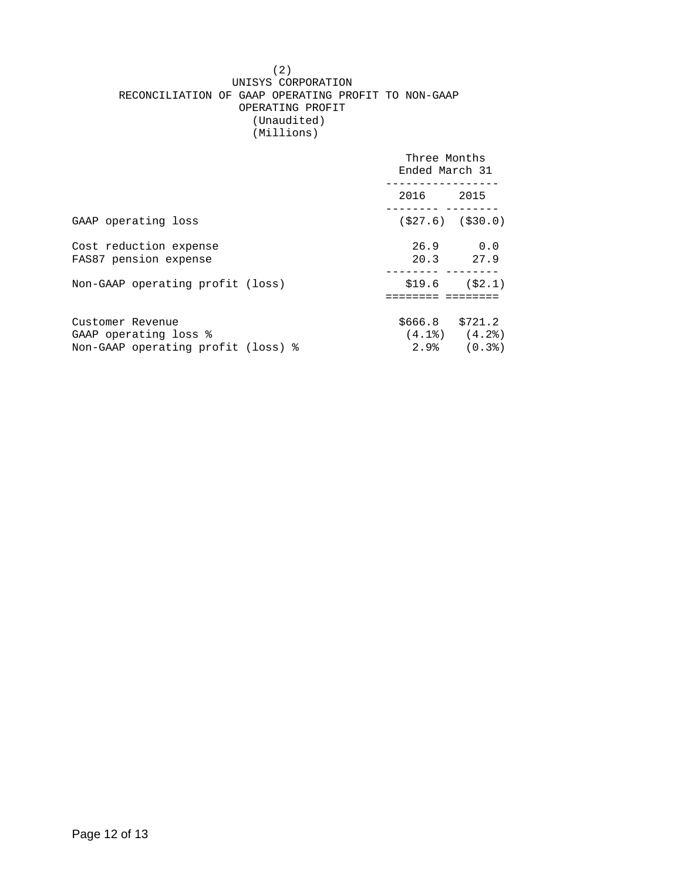(2)

UNISYS CORPORATION

RECONCILIATION OF GAAP OPERATING PROFIT TO NON-GAAP OPERATING PROFIT

(Unaudited)

(Millions)

| | Three Months Ended March 31 | |
|---|---|---|
| | 2016 | 2015 |
| GAAP operating loss | ($27.6) | ($30.0) |
| Cost reduction expense | 26.9 | 0.0 |
| FAS87 pension expense | 20.3 | 27.9 |
| Non-GAAP operating profit (loss) | $19.6 | ($2.1) |
| Customer Revenue | $666.8 | $721.2 |
| GAAP operating loss % | (4.1%) | (4.2%) |
| Non-GAAP operating profit (loss) % | 2.9% | (0.3%) |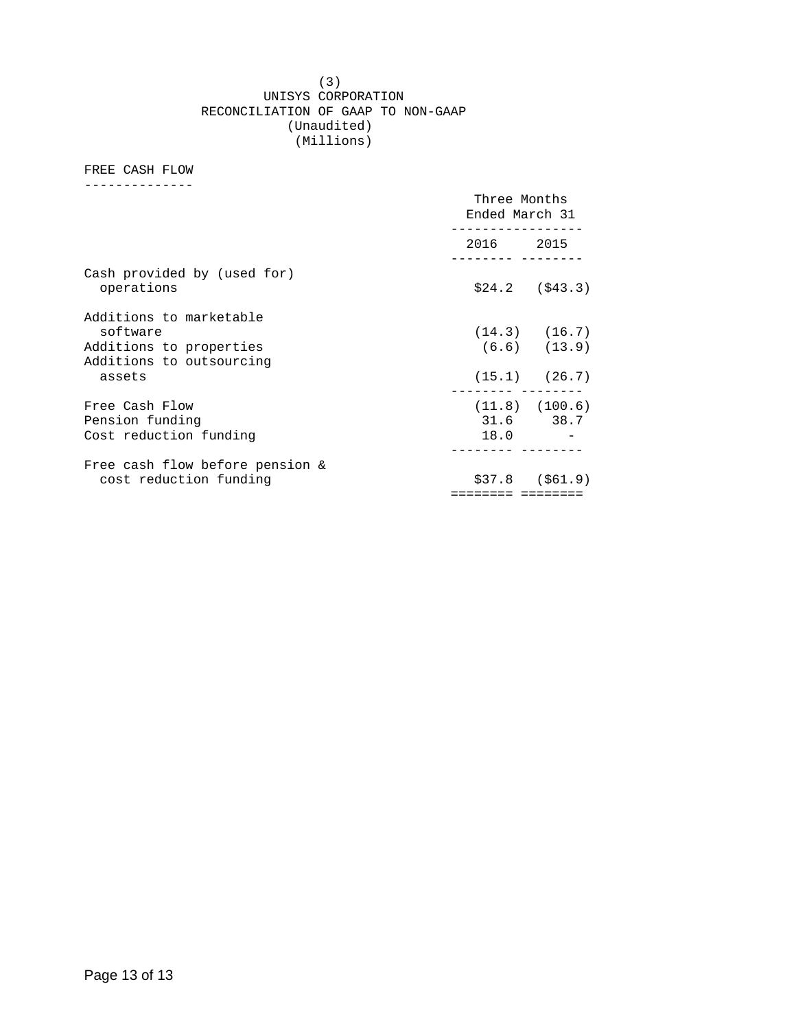(3)

UNISYS CORPORATION

RECONCILIATION OF GAAP TO NON-GAAP

(Unaudited)

(Millions)

## FREE CASH FLOW

| | Three Months Ended March 31 | |
|---|---|---|
| | 2016 | 2015 |
| Cash provided by (used for) operations | $24.2 | ($43.3) |
| Additions to marketable software | (14.3) | (16.7) |
| Additions to properties | (6.6) | (13.9) |
| Additions to outsourcing assets | (15.1) | (26.7) |
| Free Cash Flow | (11.8) | (100.6) |
| Pension funding | 31.6 | 38.7 |
| Cost reduction funding | 18.0 | - |
| Free cash flow before pension & cost reduction funding | $37.8 | ($61.9) |